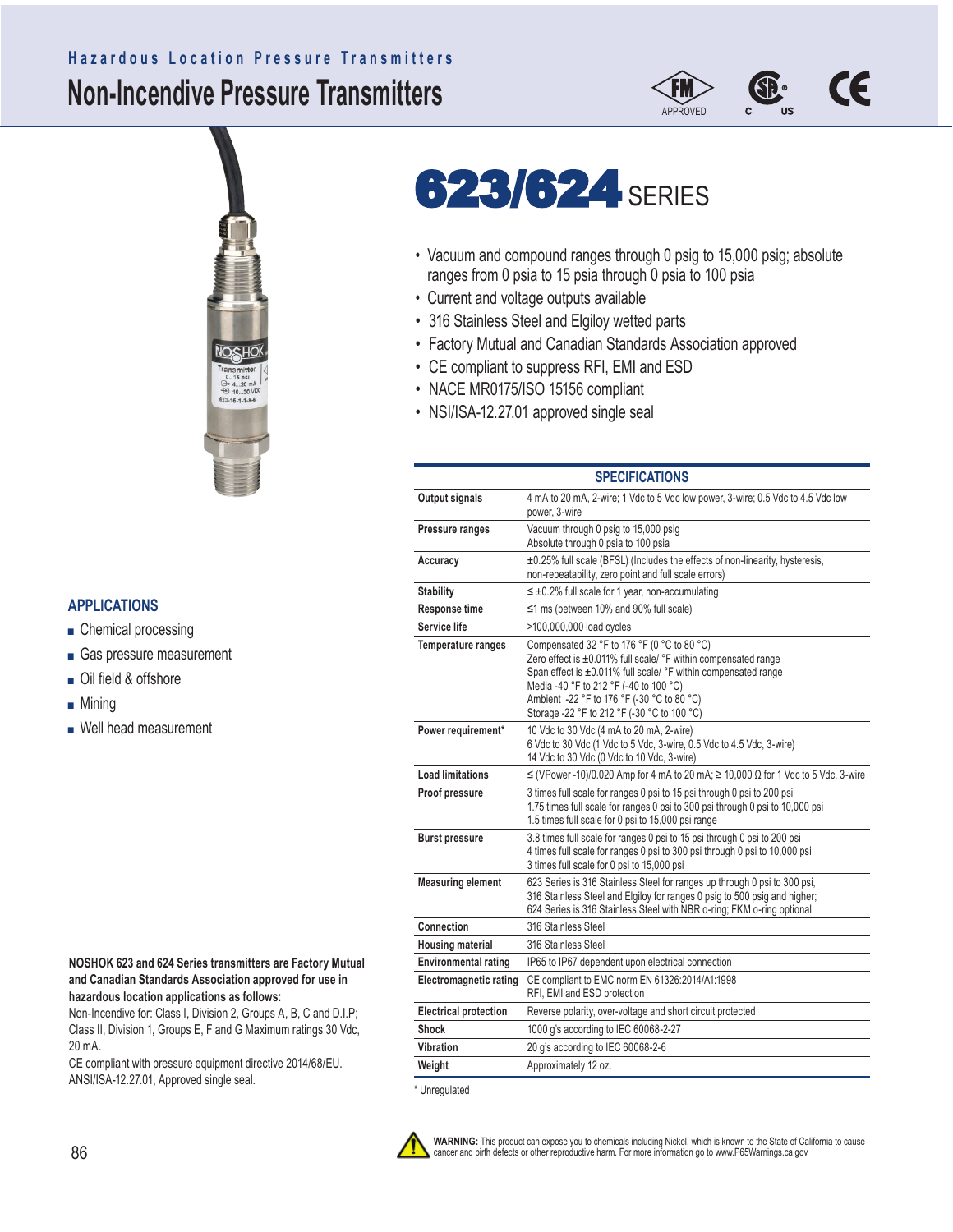Hazardous Location Pressure Transmitters

# Non-Incendive Pressure Transmitters

FM APPROVED

# 623/624 SERIES

- Vacuum and compound ranges through 0 psig to 15,000 psig; absolute ranges from 0 psia to 15 psia through 0 psia to 100 psia
- Current and voltage outputs available
- 316 Stainless Steel and Elgiloy wetted parts
- Factory Mutual and Canadian Standards Association approved
- CE compliant to suppress RFI, EMI and ESD
- NACE MR0175/ISO 15156 compliant
- NSI/ISA-12.27.01 approved single seal

## APPLICATIONS

- Chemical processing
- Gas pressure measurement
- Oil field & offshore
- Mining
- Well head measurement

**NOSHOK 623 and 624 Series transmitters are Factory Mutual and Canadian Standards Association approved for use in hazardous location applications as follows:**

Non-Incendive for: Class I, Division 2, Groups A, B, C and D.I.P; Class II, Division 1, Groups E, F and G Maximum ratings 30 Vdc, 20 mA.

CE compliant with pressure equipment directive 2014/68/EU. ANSI/ISA-12.27.01, Approved single seal.

## SPECIFICATIONS

| | |
|---|---|
| **Output signals** | 4 mA to 20 mA, 2-wire; 1 Vdc to 5 Vdc low power, 3-wire; 0.5 Vdc to 4.5 Vdc low power, 3-wire |
| **Pressure ranges** | Vacuum through 0 psig to 15,000 psig<br>Absolute through 0 psia to 100 psia |
| **Accuracy** | ±0.25% full scale (BFSL) (Includes the effects of non-linearity, hysteresis, non-repeatability, zero point and full scale errors) |
| **Stability** | ≤ ±0.2% full scale for 1 year, non-accumulating |
| **Response time** | ≤1 ms (between 10% and 90% full scale) |
| **Service life** | >100,000,000 load cycles |
| **Temperature ranges** | Compensated 32 °F to 176 °F (0 °C to 80 °C)<br>Zero effect is ±0.011% full scale/ °F within compensated range<br>Span effect is ±0.011% full scale/ °F within compensated range<br>Media -40 °F to 212 °F (-40 to 100 °C)<br>Ambient -22 °F to 176 °F (-30 °C to 80 °C)<br>Storage -22 °F to 212 °F (-30 °C to 100 °C) |
| **Power requirement*** | 10 Vdc to 30 Vdc (4 mA to 20 mA, 2-wire)<br>6 Vdc to 30 Vdc (1 Vdc to 5 Vdc, 3-wire, 0.5 Vdc to 4.5 Vdc, 3-wire)<br>14 Vdc to 30 Vdc (0 Vdc to 10 Vdc, 3-wire) |
| **Load limitations** | ≤ (VPower -10)/0.020 Amp for 4 mA to 20 mA; ≥ 10,000 Ω for 1 Vdc to 5 Vdc, 3-wire |
| **Proof pressure** | 3 times full scale for ranges 0 psi to 15 psi through 0 psi to 200 psi<br>1.75 times full scale for ranges 0 psi to 300 psi through 0 psi to 10,000 psi<br>1.5 times full scale for 0 psi to 15,000 psi range |
| **Burst pressure** | 3.8 times full scale for ranges 0 psi to 15 psi through 0 psi to 200 psi<br>4 times full scale for ranges 0 psi to 300 psi through 0 psi to 10,000 psi<br>3 times full scale for 0 psi to 15,000 psi |
| **Measuring element** | 623 Series is 316 Stainless Steel for ranges up through 0 psi to 300 psi, 316 Stainless Steel and Elgiloy for ranges 0 psig to 500 psig and higher; 624 Series is 316 Stainless Steel with NBR o-ring; FKM o-ring optional |
| **Connection** | 316 Stainless Steel |
| **Housing material** | 316 Stainless Steel |
| **Environmental rating** | IP65 to IP67 dependent upon electrical connection |
| **Electromagnetic rating** | CE compliant to EMC norm EN 61326:2014/A1:1998<br>RFI, EMI and ESD protection |
| **Electrical protection** | Reverse polarity, over-voltage and short circuit protected |
| **Shock** | 1000 g's according to IEC 60068-2-27 |
| **Vibration** | 20 g's according to IEC 60068-2-6 |
| **Weight** | Approximately 12 oz. |

\* Unregulated

**WARNING:** This product can expose you to chemicals including Nickel, which is known to the State of California to cause cancer and birth defects or other reproductive harm. For more information go to www.P65Warnings.ca.gov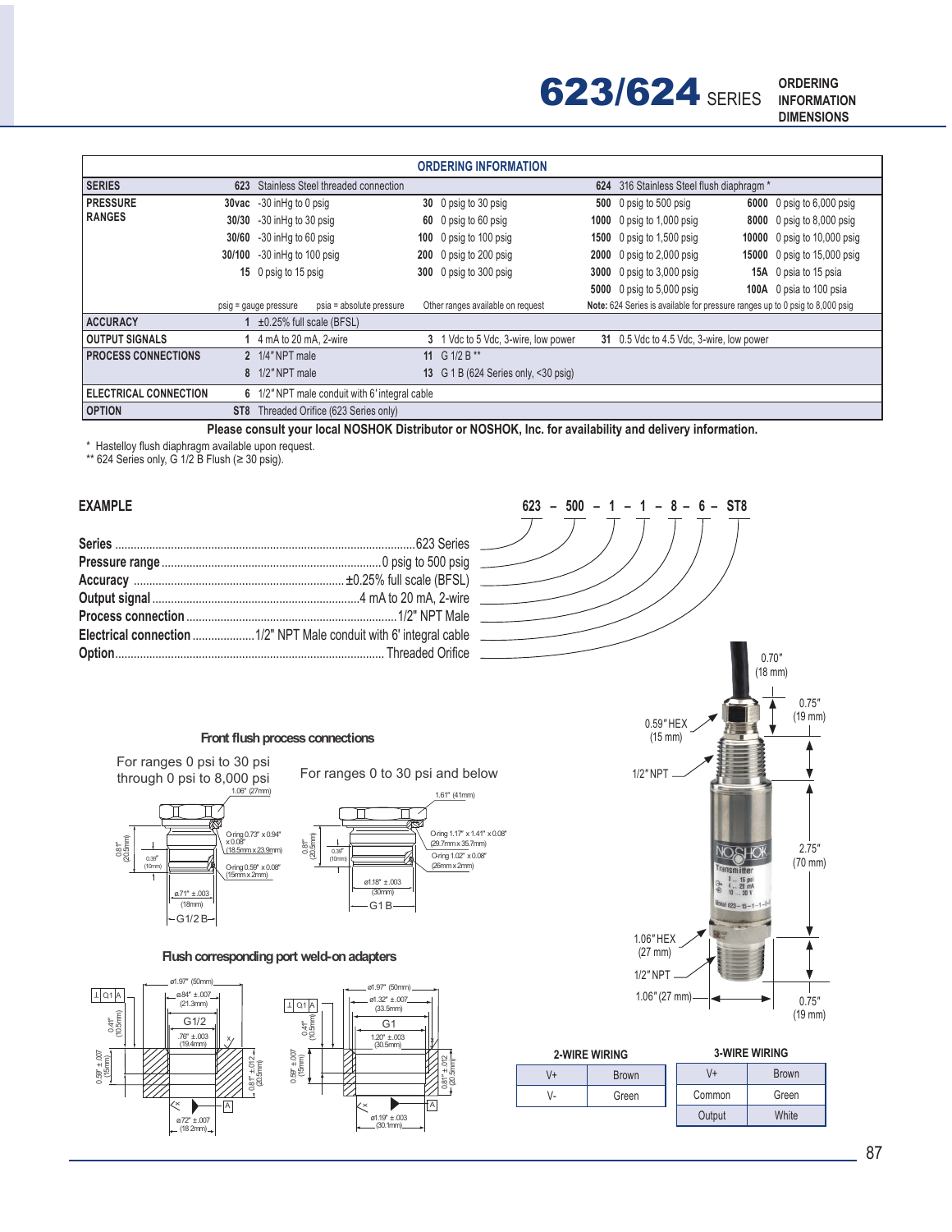# 623/624 SERIES

ORDERING INFORMATION
DIMENSIONS

## ORDERING INFORMATION

| | | | | |
|---|---|---|---|---|
| **SERIES** | **623** Stainless Steel threaded connection | | **624** 316 Stainless Steel flush diaphragm * | |
| **PRESSURE RANGES** | **30vac** -30 inHg to 0 psig | **30** 0 psig to 30 psig | **500** 0 psig to 500 psig | **6000** 0 psig to 6,000 psig |
| | **30/30** -30 inHg to 30 psig | **60** 0 psig to 60 psig | **1000** 0 psig to 1,000 psig | **8000** 0 psig to 8,000 psig |
| | **30/60** -30 inHg to 60 psig | **100** 0 psig to 100 psig | **1500** 0 psig to 1,500 psig | **10000** 0 psig to 10,000 psig |
| | **30/100** -30 inHg to 100 psig | **200** 0 psig to 200 psig | **2000** 0 psig to 2,000 psig | **15000** 0 psig to 15,000 psig |
| | **15** 0 psig to 15 psig | **300** 0 psig to 300 psig | **3000** 0 psig to 3,000 psig | **15A** 0 psia to 15 psia |
| | | | **5000** 0 psig to 5,000 psig | **100A** 0 psia to 100 psia |
| | psig = gauge pressure psia = absolute pressure | Other ranges available on request | **Note:** 624 Series is available for pressure ranges up to 0 psig to 8,000 psig | |
| **ACCURACY** | **1** ±0.25% full scale (BFSL) | | | |
| **OUTPUT SIGNALS** | **1** 4 mA to 20 mA, 2-wire | **3** 1 Vdc to 5 Vdc, 3-wire, low power | **31** 0.5 Vdc to 4.5 Vdc, 3-wire, low power | |
| **PROCESS CONNECTIONS** | **2** 1/4" NPT male | **11** G 1/2 B ** | | |
| | **8** 1/2" NPT male | **13** G 1 B (624 Series only, <30 psig) | | |
| **ELECTRICAL CONNECTION** | **6** 1/2" NPT male conduit with 6' integral cable | | | |
| **OPTION** | **ST8** Threaded Orifice (623 Series only) | | | |

**Please consult your local NOSHOK Distributor or NOSHOK, Inc. for availability and delivery information.**

\* Hastelloy flush diaphragm available upon request.
** 624 Series only, G 1/2 B Flush (≥ 30 psig).

## EXAMPLE

623 – 500 – 1 – 1 – 8 – 6 – ST8

- **Series** ........ 623 Series
- **Pressure range** ........ 0 psig to 500 psig
- **Accuracy** ........ ±0.25% full scale (BFSL)
- **Output signal** ........ 4 mA to 20 mA, 2-wire
- **Process connection** ........ 1/2" NPT Male
- **Electrical connection** ........ 1/2" NPT Male conduit with 6' integral cable
- **Option** ........ Threaded Orifice

### Front flush process connections

For ranges 0 psi to 30 psi through 0 psi to 8,000 psi

1.06" (27mm)
0.81" (20.5mm)
0.39" (10mm)
O-ring 0.73" x 0.94" x 0.08" (18.5mm x 23.9mm)
O-ring 0.59" x 0.08" (15mm x 2mm)
ø.71" ±.003 (18mm)
G1/2 B

For ranges 0 to 30 psi and below

1.61" (41mm)
0.81" (20.5mm)
0.39" (10mm)
O-ring 1.17" x 1.41" x 0.08" (29.7mm x 35.7mm)
O-ring 1.02" x 0.08" (26mm x 2mm)
ø1.18" ±.003 (30mm)
G1 B

### Flush corresponding port weld-on adapters

ø1.97" (50mm)
ø.84" ±.007 (21.3mm)
G1/2
.76" ±.003 (19.4mm)
0.41" (10.5mm)
0.59" ±.007 (15mm)
0.81" ±.012 (20.5mm)
ø.72" ±.007 (18.2mm)

ø1.97" (50mm)
ø1.32" ±.007 (33.5mm)
G1
1.20" ±.003 (30.5mm)
0.41" (10.5mm)
0.59" ±.007 (15mm)
0.81" ±.012 (20.5mm)
ø1.19" ±.003 (30.1mm)

0.70" (18 mm)
0.75" (19 mm)
0.59" HEX (15 mm)
1/2" NPT
2.75" (70 mm)
1.06" HEX (27 mm)
1/2" NPT
1.06" (27 mm)
0.75" (19 mm)

**2-WIRE WIRING**

| | |
|---|---|
| V+ | Brown |
| V- | Green |

**3-WIRE WIRING**

| | |
|---|---|
| V+ | Brown |
| Common | Green |
| Output | White |